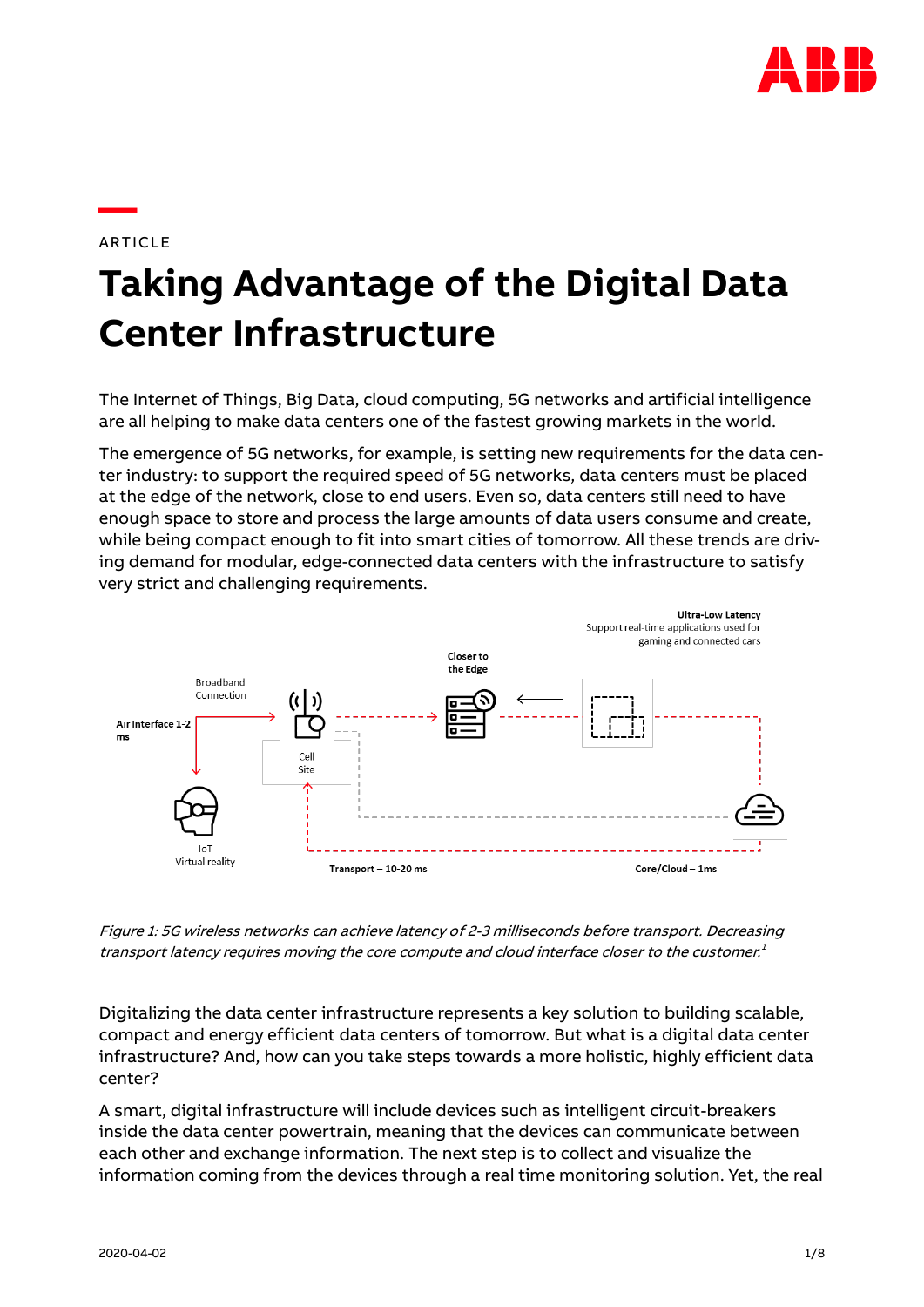ARTICLE

# Taking Advantage of the Digital Data Center Infrastructure

The Internet of Things, Big Data, cloud computing, 5G networks and artificial intelligence are all helping to make data centers one of the fastest growing markets in the world.

The emergence of 5G networks, for example, is setting new requirements for the data center industry: to support the required speed of 5G networks, data centers must be placed at the edge of the network, close to end users. Even so, data centers still need to have enough space to store and process the large amounts of data users consume and create, while being compact enough to fit into smart cities of tomorrow. All these trends are driving demand for modular, edge-connected data centers with the infrastructure to satisfy very strict and challenging requirements.

Ultra-Low Latency
Support real-time applications used for gaming and connected cars

Closer to the Edge

Broadband Connection

Air Interface 1-2 ms

Cell Site

IoT
Virtual reality

Transport – 10-20 ms

Core/Cloud – 1ms

*Figure 1: 5G wireless networks can achieve latency of 2-3 milliseconds before transport. Decreasing transport latency requires moving the core compute and cloud interface closer to the customer.*[1]

Digitalizing the data center infrastructure represents a key solution to building scalable, compact and energy efficient data centers of tomorrow. But what is a digital data center infrastructure? And, how can you take steps towards a more holistic, highly efficient data center?

A smart, digital infrastructure will include devices such as intelligent circuit-breakers inside the data center powertrain, meaning that the devices can communicate between each other and exchange information. The next step is to collect and visualize the information coming from the devices through a real time monitoring solution. Yet, the real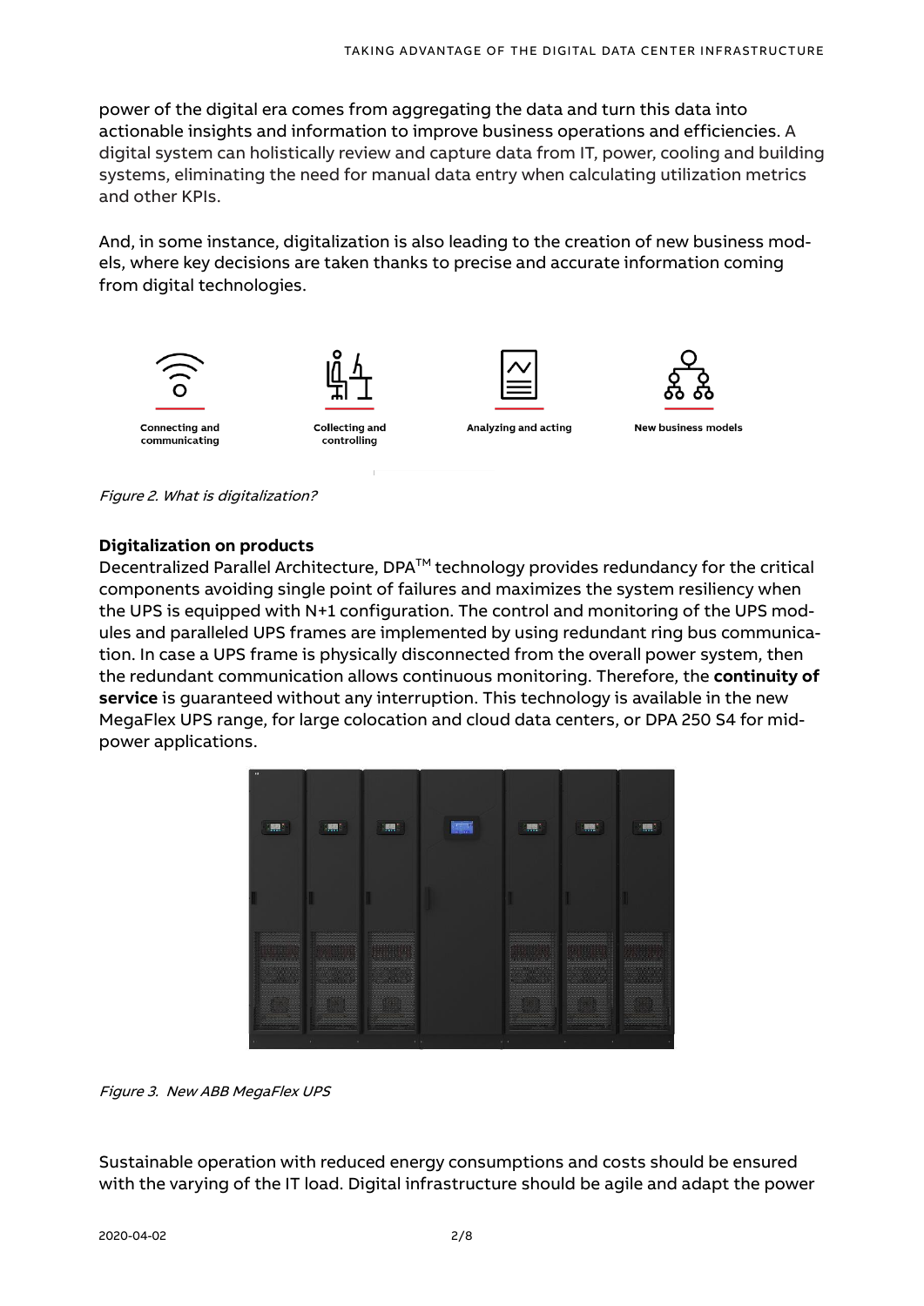power of the digital era comes from aggregating the data and turn this data into actionable insights and information to improve business operations and efficiencies. A digital system can holistically review and capture data from IT, power, cooling and building systems, eliminating the need for manual data entry when calculating utilization metrics and other KPIs.

And, in some instance, digitalization is also leading to the creation of new business models, where key decisions are taken thanks to precise and accurate information coming from digital technologies.

Connecting and communicating | Collecting and controlling | Analyzing and acting | New business models

*Figure 2. What is digitalization?*

**Digitalization on products**

Decentralized Parallel Architecture, DPA$^{TM}$ technology provides redundancy for the critical components avoiding single point of failures and maximizes the system resiliency when the UPS is equipped with N+1 configuration. The control and monitoring of the UPS modules and paralleled UPS frames are implemented by using redundant ring bus communication. In case a UPS frame is physically disconnected from the overall power system, then the redundant communication allows continuous monitoring. Therefore, the **continuity of service** is guaranteed without any interruption. This technology is available in the new MegaFlex UPS range, for large colocation and cloud data centers, or DPA 250 S4 for mid-power applications.

*Figure 3. New ABB MegaFlex UPS*

Sustainable operation with reduced energy consumptions and costs should be ensured with the varying of the IT load. Digital infrastructure should be agile and adapt the power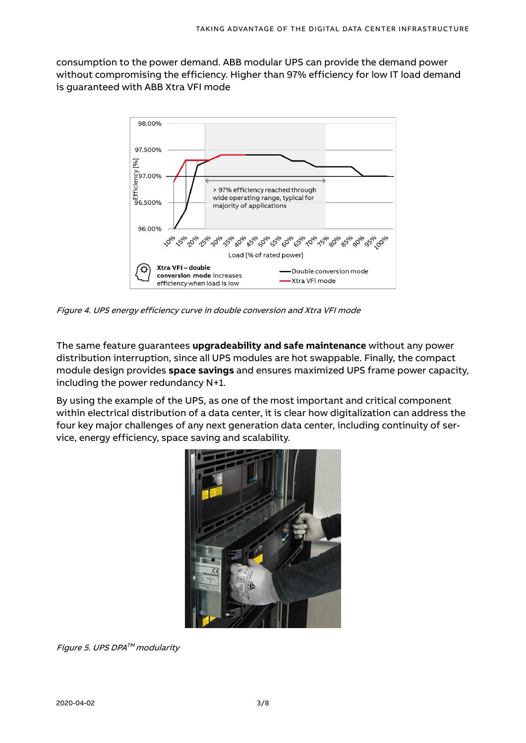consumption to the power demand. ABB modular UPS can provide the demand power without compromising the efficiency. Higher than 97% efficiency for low IT load demand is guaranteed with ABB Xtra VFI mode

*Figure 4. UPS energy efficiency curve in double conversion and Xtra VFI mode*

The same feature guarantees **upgradeability and safe maintenance** without any power distribution interruption, since all UPS modules are hot swappable. Finally, the compact module design provides **space savings** and ensures maximized UPS frame power capacity, including the power redundancy N+1.

By using the example of the UPS, as one of the most important and critical component within electrical distribution of a data center, it is clear how digitalization can address the four key major challenges of any next generation data center, including continuity of service, energy efficiency, space saving and scalability.

*Figure 5. UPS DPA™ modularity*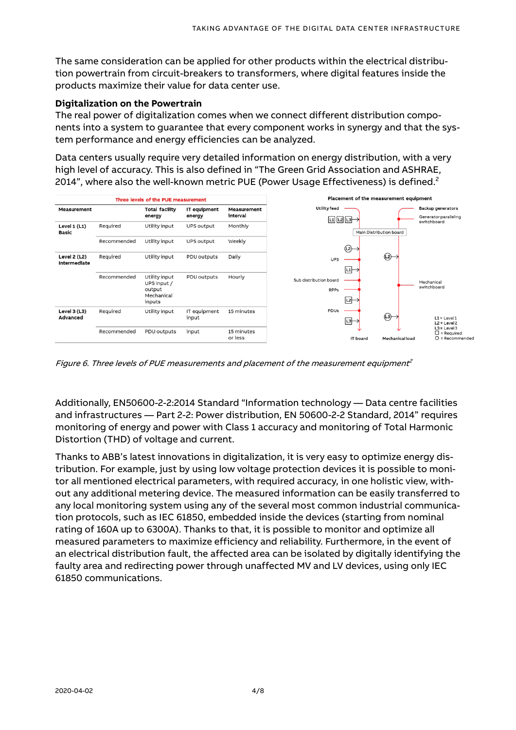The same consideration can be applied for other products within the electrical distribution powertrain from circuit-breakers to transformers, where digital features inside the products maximize their value for data center use.

**Digitalization on the Powertrain**

The real power of digitalization comes when we connect different distribution components into a system to guarantee that every component works in synergy and that the system performance and energy efficiencies can be analyzed.

Data centers usually require very detailed information on energy distribution, with a very high level of accuracy. This is also defined in "The Green Grid Association and ASHRAE, 2014", where also the well-known metric PUE (Power Usage Effectiveness) is defined.[2]

**Three levels of the PUE measurement**

| Measurement | | Total facility energy | IT equipment energy | Measurement interval |
|---|---|---|---|---|
| **Level 1 (L1) Basic** | Required | Utility input | UPS output | Monthly |
| | Recommended | Utility input | UPS output | Weekly |
| **Level 2 (L2) Intermediate** | Required | Utility input | PDU outputs | Daily |
| | Recommended | Utility input UPS input / output Mechanical inputs | PDU outputs | Hourly |
| **Level 3 (L3) Advanced** | Required | Utility input | IT equipment input | 15 minutes |
| | Recommended | PDU outputs | input | 15 minutes or less |

**Placement of the measurement equipment**

Utility feed, Backup generators, Generator paralleling switchboard, Main Distribution board, UPS, Sub distribution board, RPPs, PDUs, Mechanical switchboard, IT board, Mechanical load

L1 = Level 1
L2 = Level 2
L3 = Level 3
□ = Required
○ = Recommended

*Figure 6. Three levels of PUE measurements and placement of the measurement equipment*[2]

Additionally, EN50600-2-2:2014 Standard "Information technology — Data centre facilities and infrastructures — Part 2-2: Power distribution, EN 50600-2-2 Standard, 2014" requires monitoring of energy and power with Class 1 accuracy and monitoring of Total Harmonic Distortion (THD) of voltage and current.

Thanks to ABB's latest innovations in digitalization, it is very easy to optimize energy distribution. For example, just by using low voltage protection devices it is possible to monitor all mentioned electrical parameters, with required accuracy, in one holistic view, without any additional metering device. The measured information can be easily transferred to any local monitoring system using any of the several most common industrial communication protocols, such as IEC 61850, embedded inside the devices (starting from nominal rating of 160A up to 6300A). Thanks to that, it is possible to monitor and optimize all measured parameters to maximize efficiency and reliability. Furthermore, in the event of an electrical distribution fault, the affected area can be isolated by digitally identifying the faulty area and redirecting power through unaffected MV and LV devices, using only IEC 61850 communications.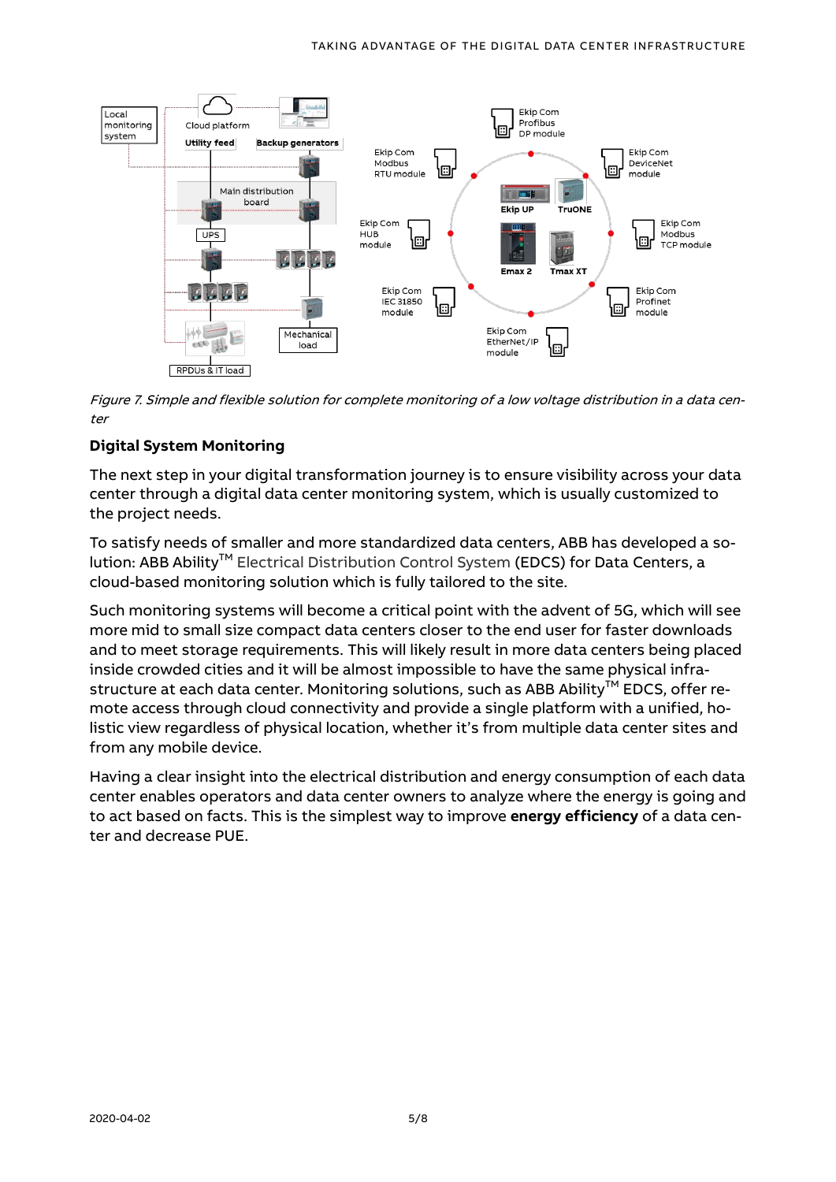*Figure 7. Simple and flexible solution for complete monitoring of a low voltage distribution in a data center*

**Digital System Monitoring**

The next step in your digital transformation journey is to ensure visibility across your data center through a digital data center monitoring system, which is usually customized to the project needs.

To satisfy needs of smaller and more standardized data centers, ABB has developed a solution: ABB Ability™ Electrical Distribution Control System (EDCS) for Data Centers, a cloud-based monitoring solution which is fully tailored to the site.

Such monitoring systems will become a critical point with the advent of 5G, which will see more mid to small size compact data centers closer to the end user for faster downloads and to meet storage requirements. This will likely result in more data centers being placed inside crowded cities and it will be almost impossible to have the same physical infrastructure at each data center. Monitoring solutions, such as ABB Ability™ EDCS, offer remote access through cloud connectivity and provide a single platform with a unified, holistic view regardless of physical location, whether it's from multiple data center sites and from any mobile device.

Having a clear insight into the electrical distribution and energy consumption of each data center enables operators and data center owners to analyze where the energy is going and to act based on facts. This is the simplest way to improve **energy efficiency** of a data center and decrease PUE.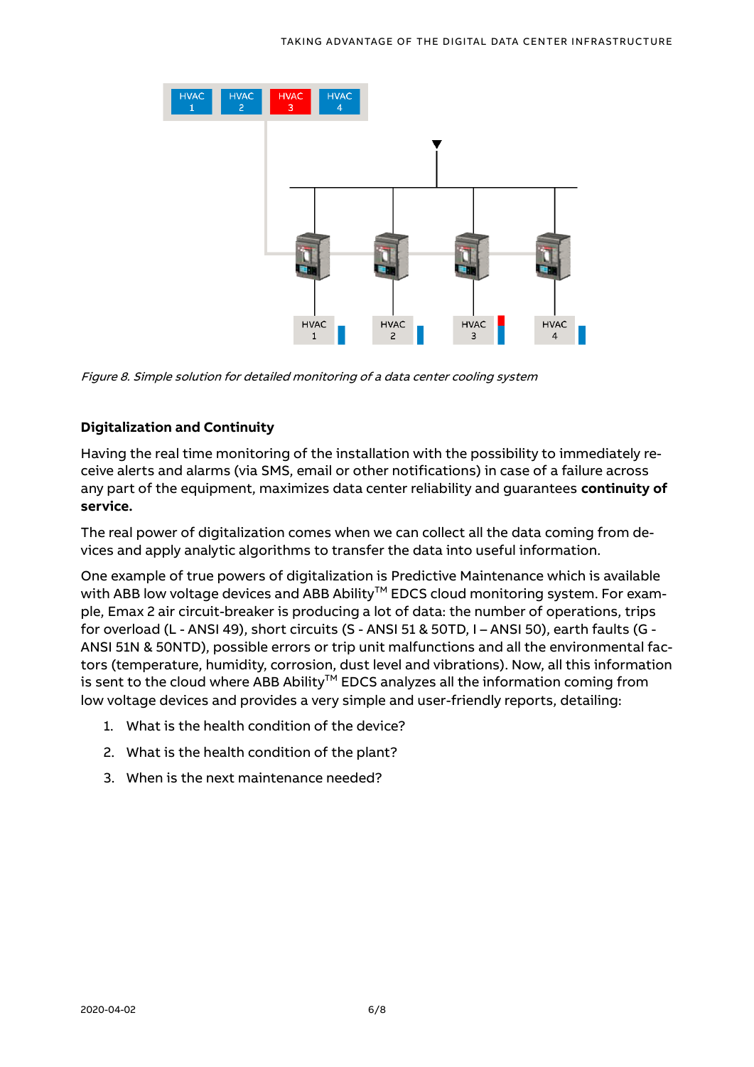*Figure 8. Simple solution for detailed monitoring of a data center cooling system*

**Digitalization and Continuity**

Having the real time monitoring of the installation with the possibility to immediately receive alerts and alarms (via SMS, email or other notifications) in case of a failure across any part of the equipment, maximizes data center reliability and guarantees **continuity of service.**

The real power of digitalization comes when we can collect all the data coming from devices and apply analytic algorithms to transfer the data into useful information.

One example of true powers of digitalization is Predictive Maintenance which is available with ABB low voltage devices and ABB Ability™ EDCS cloud monitoring system. For example, Emax 2 air circuit-breaker is producing a lot of data: the number of operations, trips for overload (L - ANSI 49), short circuits (S - ANSI 51 & 50TD, I – ANSI 50), earth faults (G - ANSI 51N & 50NTD), possible errors or trip unit malfunctions and all the environmental factors (temperature, humidity, corrosion, dust level and vibrations). Now, all this information is sent to the cloud where ABB Ability™ EDCS analyzes all the information coming from low voltage devices and provides a very simple and user-friendly reports, detailing:

1. What is the health condition of the device?
2. What is the health condition of the plant?
3. When is the next maintenance needed?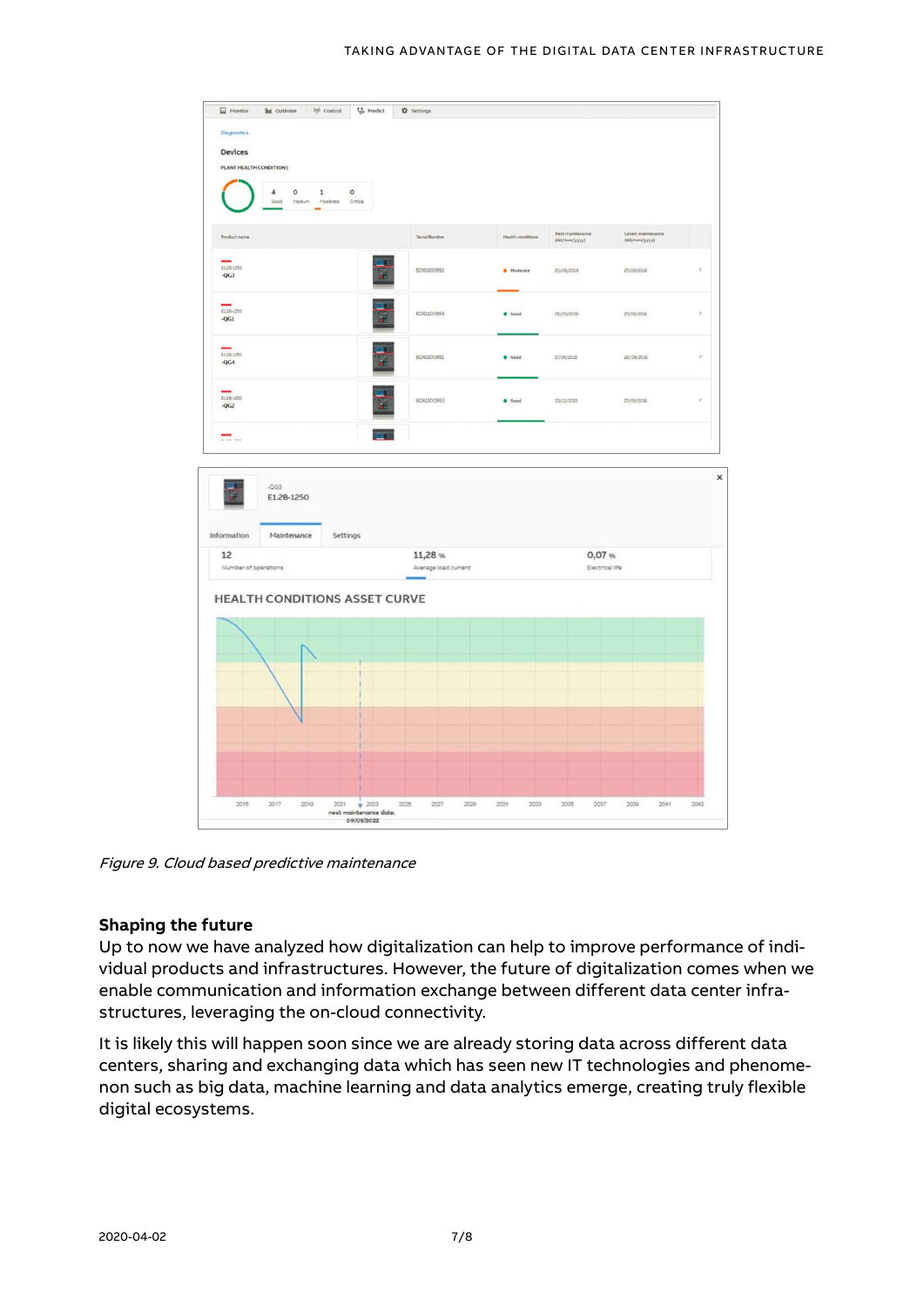*Figure 9. Cloud based predictive maintenance*

### Shaping the future

Up to now we have analyzed how digitalization can help to improve performance of individual products and infrastructures. However, the future of digitalization comes when we enable communication and information exchange between different data center infrastructures, leveraging the on-cloud connectivity.

It is likely this will happen soon since we are already storing data across different data centers, sharing and exchanging data which has seen new IT technologies and phenomenon such as big data, machine learning and data analytics emerge, creating truly flexible digital ecosystems.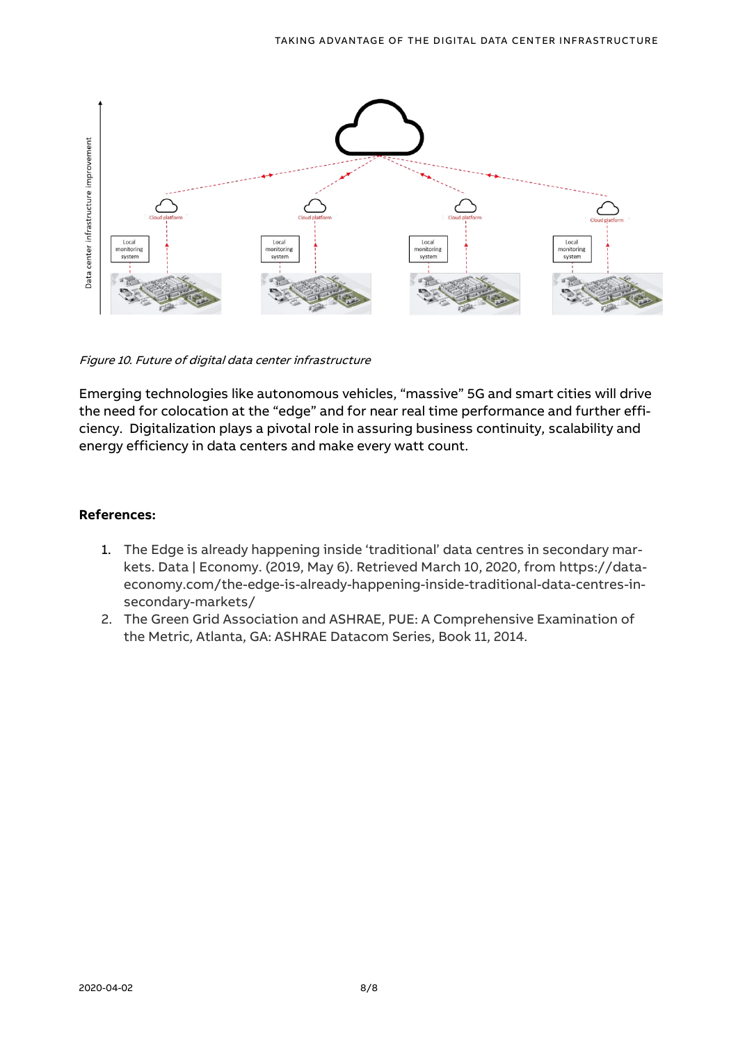Data center infrastructure improvement

Cloud platform

Local monitoring system

Cloud platform

Local monitoring system

Cloud platform

Local monitoring system

Cloud platform

Local monitoring system

*Figure 10. Future of digital data center infrastructure*

Emerging technologies like autonomous vehicles, “massive” 5G and smart cities will drive the need for colocation at the “edge” and for near real time performance and further efficiency. Digitalization plays a pivotal role in assuring business continuity, scalability and energy efficiency in data centers and make every watt count.

**References:**

1. The Edge is already happening inside ‘traditional’ data centres in secondary markets. Data | Economy. (2019, May 6). Retrieved March 10, 2020, from https://data-economy.com/the-edge-is-already-happening-inside-traditional-data-centres-in-secondary-markets/
2. The Green Grid Association and ASHRAE, PUE: A Comprehensive Examination of the Metric, Atlanta, GA: ASHRAE Datacom Series, Book 11, 2014.